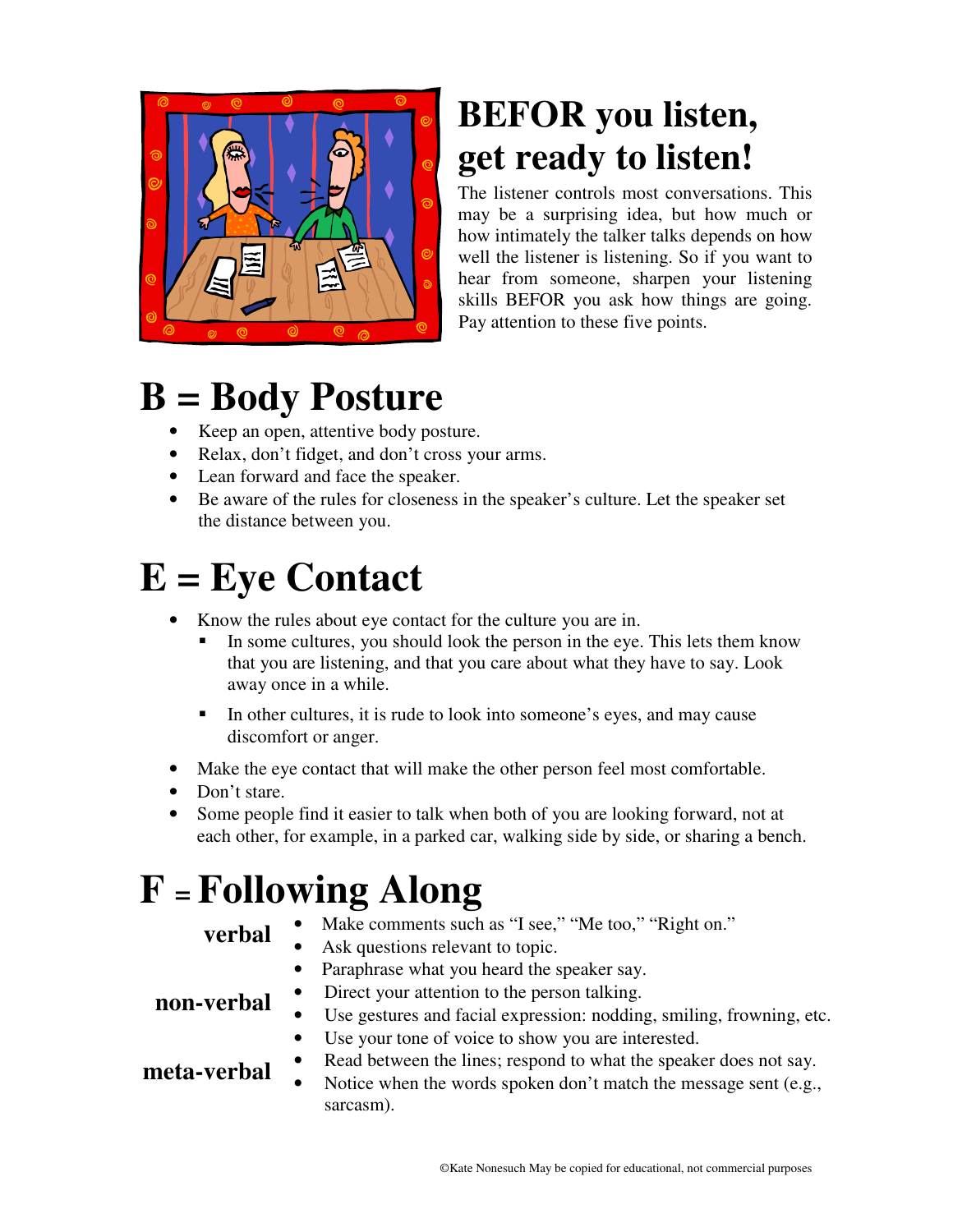# BEFOR you listen, get ready to listen!

The listener controls most conversations. This may be a surprising idea, but how much or how intimately the talker talks depends on how well the listener is listening. So if you want to hear from someone, sharpen your listening skills BEFOR you ask how things are going. Pay attention to these five points.

## B = Body Posture

- Keep an open, attentive body posture.
- Relax, don't fidget, and don't cross your arms.
- Lean forward and face the speaker.
- Be aware of the rules for closeness in the speaker's culture. Let the speaker set the distance between you.

## E = Eye Contact

- Know the rules about eye contact for the culture you are in.
  - In some cultures, you should look the person in the eye. This lets them know that you are listening, and that you care about what they have to say. Look away once in a while.
  - In other cultures, it is rude to look into someone's eyes, and may cause discomfort or anger.
- Make the eye contact that will make the other person feel most comfortable.
- Don't stare.
- Some people find it easier to talk when both of you are looking forward, not at each other, for example, in a parked car, walking side by side, or sharing a bench.

## F = Following Along

**verbal**

- Make comments such as "I see," "Me too," "Right on."
- Ask questions relevant to topic.
- Paraphrase what you heard the speaker say.

**non-verbal**

- Direct your attention to the person talking.
- Use gestures and facial expression: nodding, smiling, frowning, etc.
- Use your tone of voice to show you are interested.

**meta-verbal**

- Read between the lines; respond to what the speaker does not say.
- Notice when the words spoken don't match the message sent (e.g., sarcasm).

©Kate Nonesuch May be copied for educational, not commercial purposes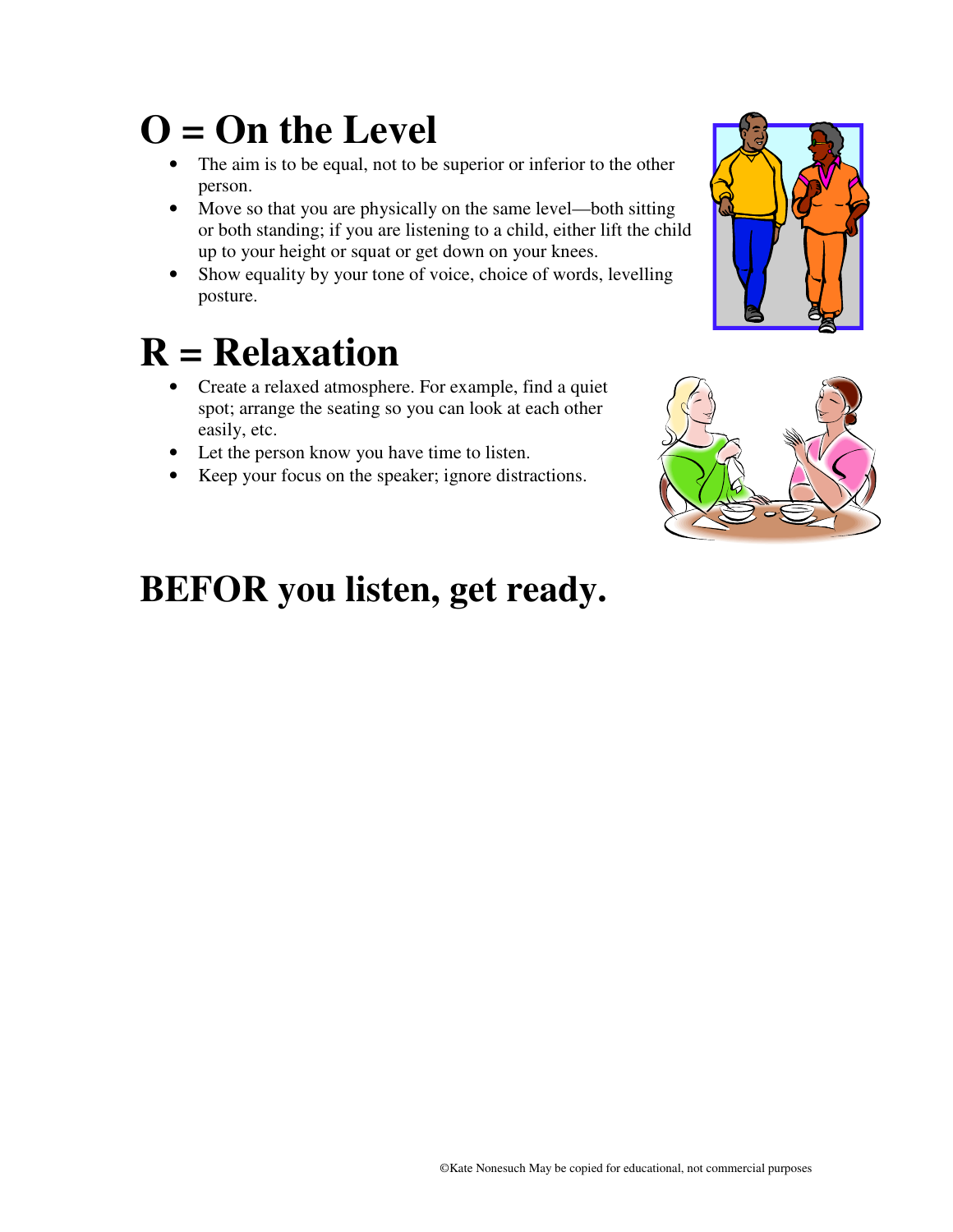# O = On the Level

- The aim is to be equal, not to be superior or inferior to the other person.
- Move so that you are physically on the same level—both sitting or both standing; if you are listening to a child, either lift the child up to your height or squat or get down on your knees.
- Show equality by your tone of voice, choice of words, levelling posture.

# R = Relaxation

- Create a relaxed atmosphere. For example, find a quiet spot; arrange the seating so you can look at each other easily, etc.
- Let the person know you have time to listen.
- Keep your focus on the speaker; ignore distractions.

# BEFOR you listen, get ready.

©Kate Nonesuch May be copied for educational, not commercial purposes